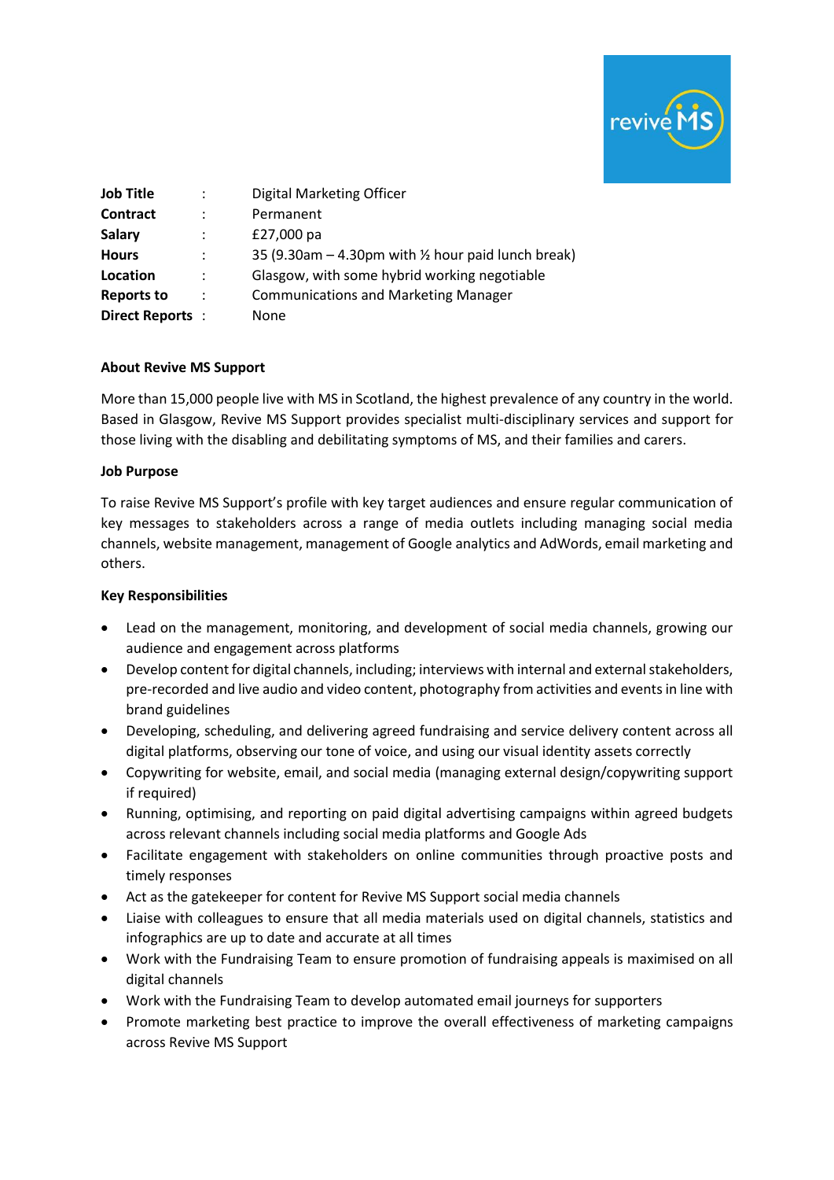| | | |
|---|---|---|
| **Job Title** | : | Digital Marketing Officer |
| **Contract** | : | Permanent |
| **Salary** | : | £27,000 pa |
| **Hours** | : | 35 (9.30am – 4.30pm with ½ hour paid lunch break) |
| **Location** | : | Glasgow, with some hybrid working negotiable |
| **Reports to** | : | Communications and Marketing Manager |
| **Direct Reports** | : | None |

**About Revive MS Support**

More than 15,000 people live with MS in Scotland, the highest prevalence of any country in the world. Based in Glasgow, Revive MS Support provides specialist multi-disciplinary services and support for those living with the disabling and debilitating symptoms of MS, and their families and carers.

**Job Purpose**

To raise Revive MS Support's profile with key target audiences and ensure regular communication of key messages to stakeholders across a range of media outlets including managing social media channels, website management, management of Google analytics and AdWords, email marketing and others.

**Key Responsibilities**

- Lead on the management, monitoring, and development of social media channels, growing our audience and engagement across platforms
- Develop content for digital channels, including; interviews with internal and external stakeholders, pre-recorded and live audio and video content, photography from activities and events in line with brand guidelines
- Developing, scheduling, and delivering agreed fundraising and service delivery content across all digital platforms, observing our tone of voice, and using our visual identity assets correctly
- Copywriting for website, email, and social media (managing external design/copywriting support if required)
- Running, optimising, and reporting on paid digital advertising campaigns within agreed budgets across relevant channels including social media platforms and Google Ads
- Facilitate engagement with stakeholders on online communities through proactive posts and timely responses
- Act as the gatekeeper for content for Revive MS Support social media channels
- Liaise with colleagues to ensure that all media materials used on digital channels, statistics and infographics are up to date and accurate at all times
- Work with the Fundraising Team to ensure promotion of fundraising appeals is maximised on all digital channels
- Work with the Fundraising Team to develop automated email journeys for supporters
- Promote marketing best practice to improve the overall effectiveness of marketing campaigns across Revive MS Support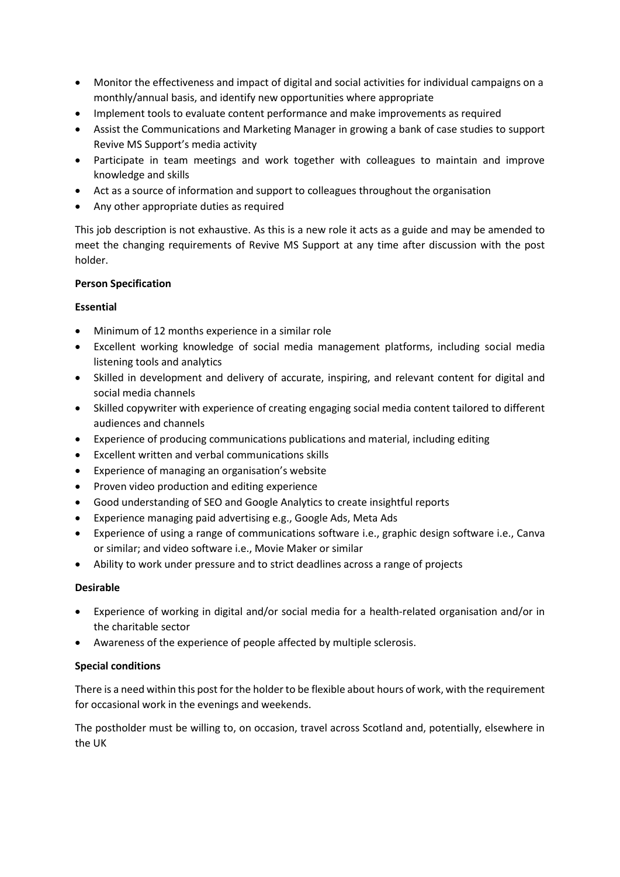- Monitor the effectiveness and impact of digital and social activities for individual campaigns on a monthly/annual basis, and identify new opportunities where appropriate
- Implement tools to evaluate content performance and make improvements as required
- Assist the Communications and Marketing Manager in growing a bank of case studies to support Revive MS Support's media activity
- Participate in team meetings and work together with colleagues to maintain and improve knowledge and skills
- Act as a source of information and support to colleagues throughout the organisation
- Any other appropriate duties as required

This job description is not exhaustive. As this is a new role it acts as a guide and may be amended to meet the changing requirements of Revive MS Support at any time after discussion with the post holder.

**Person Specification**

**Essential**

- Minimum of 12 months experience in a similar role
- Excellent working knowledge of social media management platforms, including social media listening tools and analytics
- Skilled in development and delivery of accurate, inspiring, and relevant content for digital and social media channels
- Skilled copywriter with experience of creating engaging social media content tailored to different audiences and channels
- Experience of producing communications publications and material, including editing
- Excellent written and verbal communications skills
- Experience of managing an organisation's website
- Proven video production and editing experience
- Good understanding of SEO and Google Analytics to create insightful reports
- Experience managing paid advertising e.g., Google Ads, Meta Ads
- Experience of using a range of communications software i.e., graphic design software i.e., Canva or similar; and video software i.e., Movie Maker or similar
- Ability to work under pressure and to strict deadlines across a range of projects

**Desirable**

- Experience of working in digital and/or social media for a health-related organisation and/or in the charitable sector
- Awareness of the experience of people affected by multiple sclerosis.

**Special conditions**

There is a need within this post for the holder to be flexible about hours of work, with the requirement for occasional work in the evenings and weekends.

The postholder must be willing to, on occasion, travel across Scotland and, potentially, elsewhere in the UK